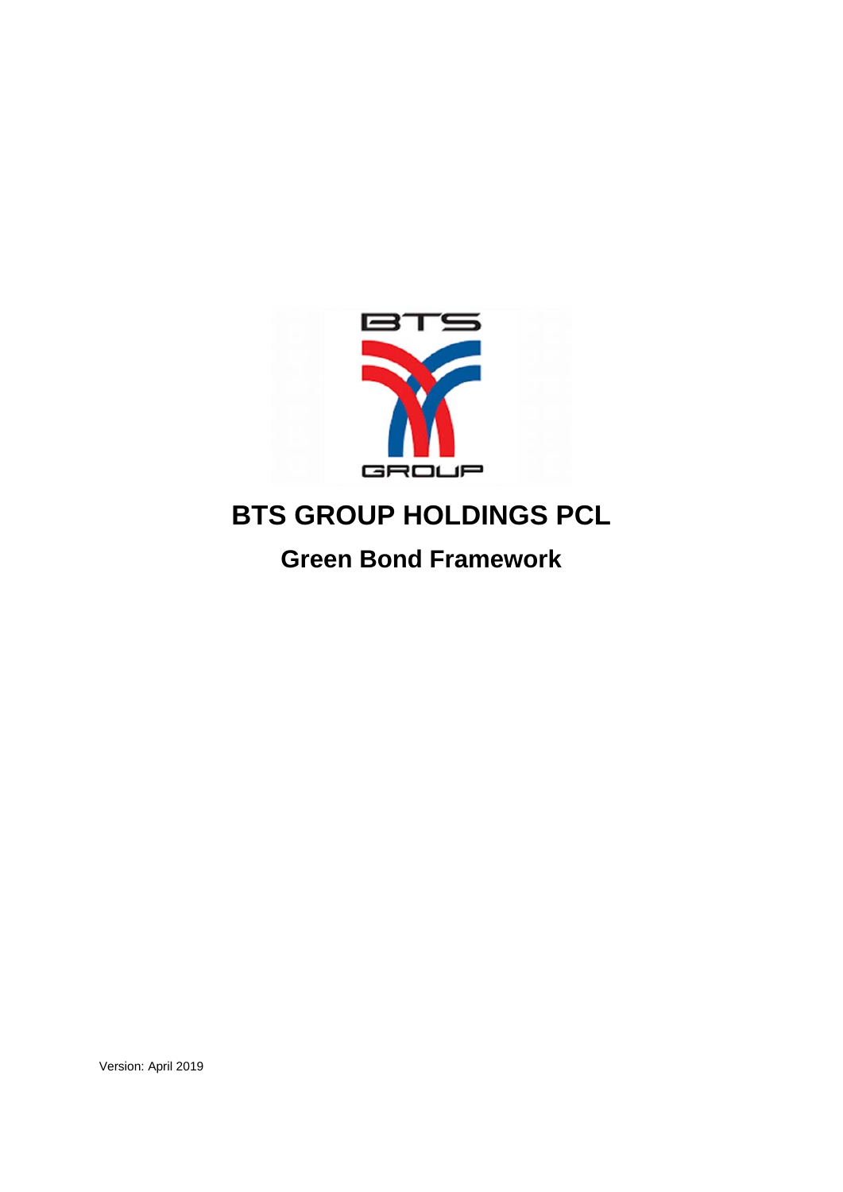# BTS GROUP HOLDINGS PCL

## Green Bond Framework

Version: April 2019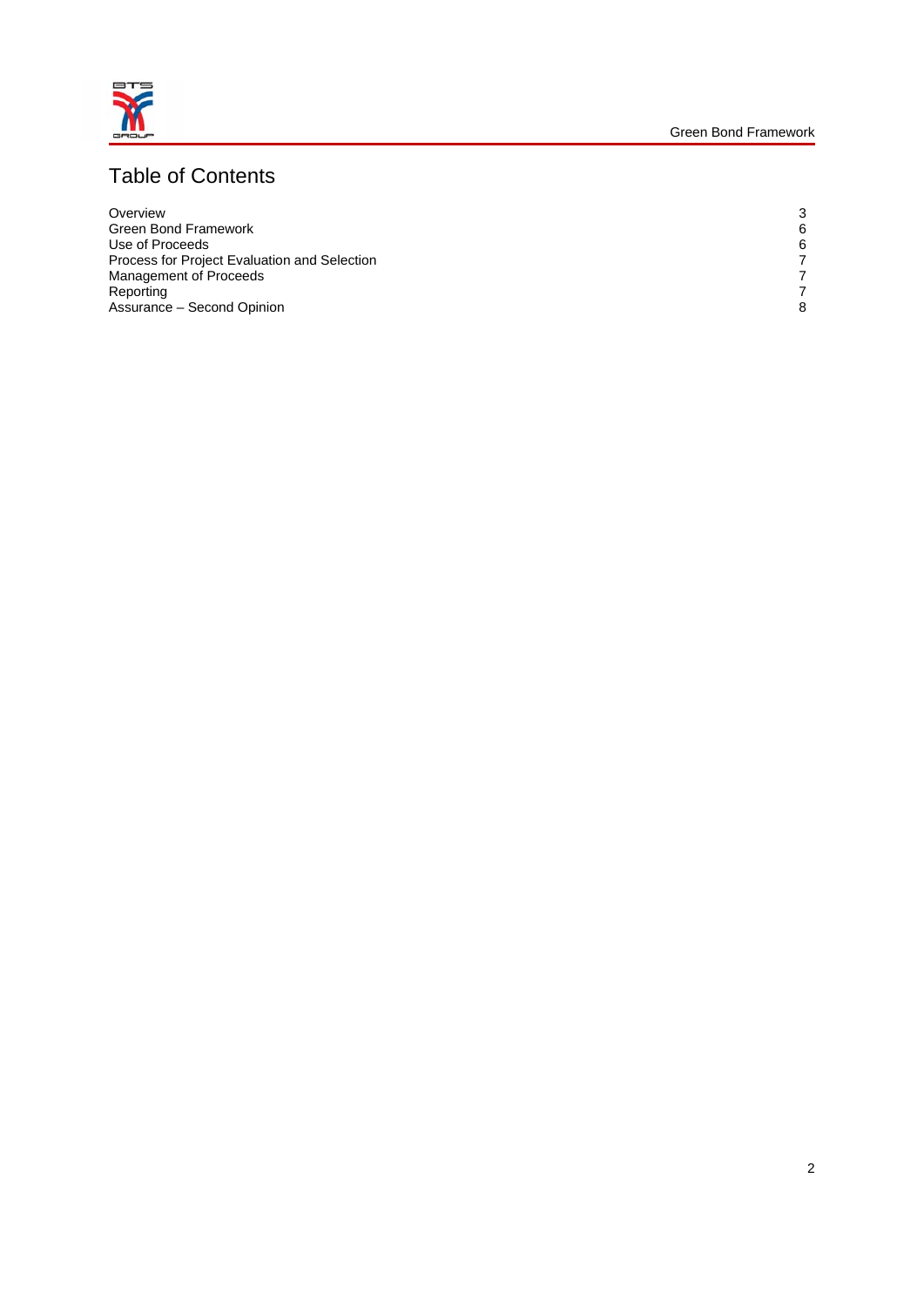# Table of Contents

| | |
|---|---|
| Overview | 3 |
| Green Bond Framework | 6 |
| Use of Proceeds | 6 |
| Process for Project Evaluation and Selection | 7 |
| Management of Proceeds | 7 |
| Reporting | 7 |
| Assurance – Second Opinion | 8 |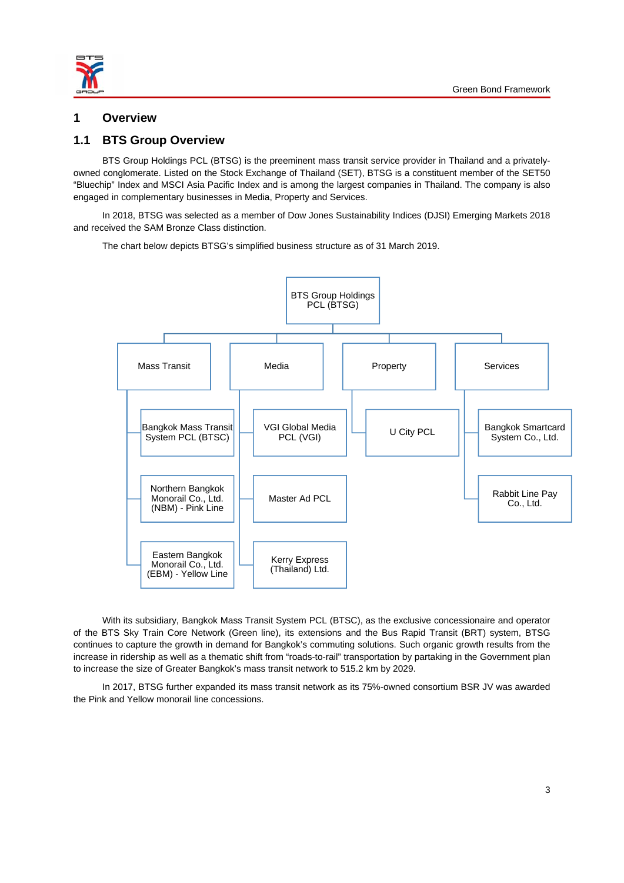# 1 Overview

## 1.1 BTS Group Overview

BTS Group Holdings PCL (BTSG) is the preeminent mass transit service provider in Thailand and a privately-owned conglomerate. Listed on the Stock Exchange of Thailand (SET), BTSG is a constituent member of the SET50 "Bluechip" Index and MSCI Asia Pacific Index and is among the largest companies in Thailand. The company is also engaged in complementary businesses in Media, Property and Services.

In 2018, BTSG was selected as a member of Dow Jones Sustainability Indices (DJSI) Emerging Markets 2018 and received the SAM Bronze Class distinction.

The chart below depicts BTSG's simplified business structure as of 31 March 2019.

- BTS Group Holdings PCL (BTSG)
  - Mass Transit
    - Bangkok Mass Transit System PCL (BTSC)
    - Northern Bangkok Monorail Co., Ltd. (NBM) - Pink Line
    - Eastern Bangkok Monorail Co., Ltd. (EBM) - Yellow Line
  - Media
    - VGI Global Media PCL (VGI)
    - Master Ad PCL
    - Kerry Express (Thailand) Ltd.
  - Property
    - U City PCL
  - Services
    - Bangkok Smartcard System Co., Ltd.
    - Rabbit Line Pay Co., Ltd.

With its subsidiary, Bangkok Mass Transit System PCL (BTSC), as the exclusive concessionaire and operator of the BTS Sky Train Core Network (Green line), its extensions and the Bus Rapid Transit (BRT) system, BTSG continues to capture the growth in demand for Bangkok's commuting solutions. Such organic growth results from the increase in ridership as well as a thematic shift from "roads-to-rail" transportation by partaking in the Government plan to increase the size of Greater Bangkok's mass transit network to 515.2 km by 2029.

In 2017, BTSG further expanded its mass transit network as its 75%-owned consortium BSR JV was awarded the Pink and Yellow monorail line concessions.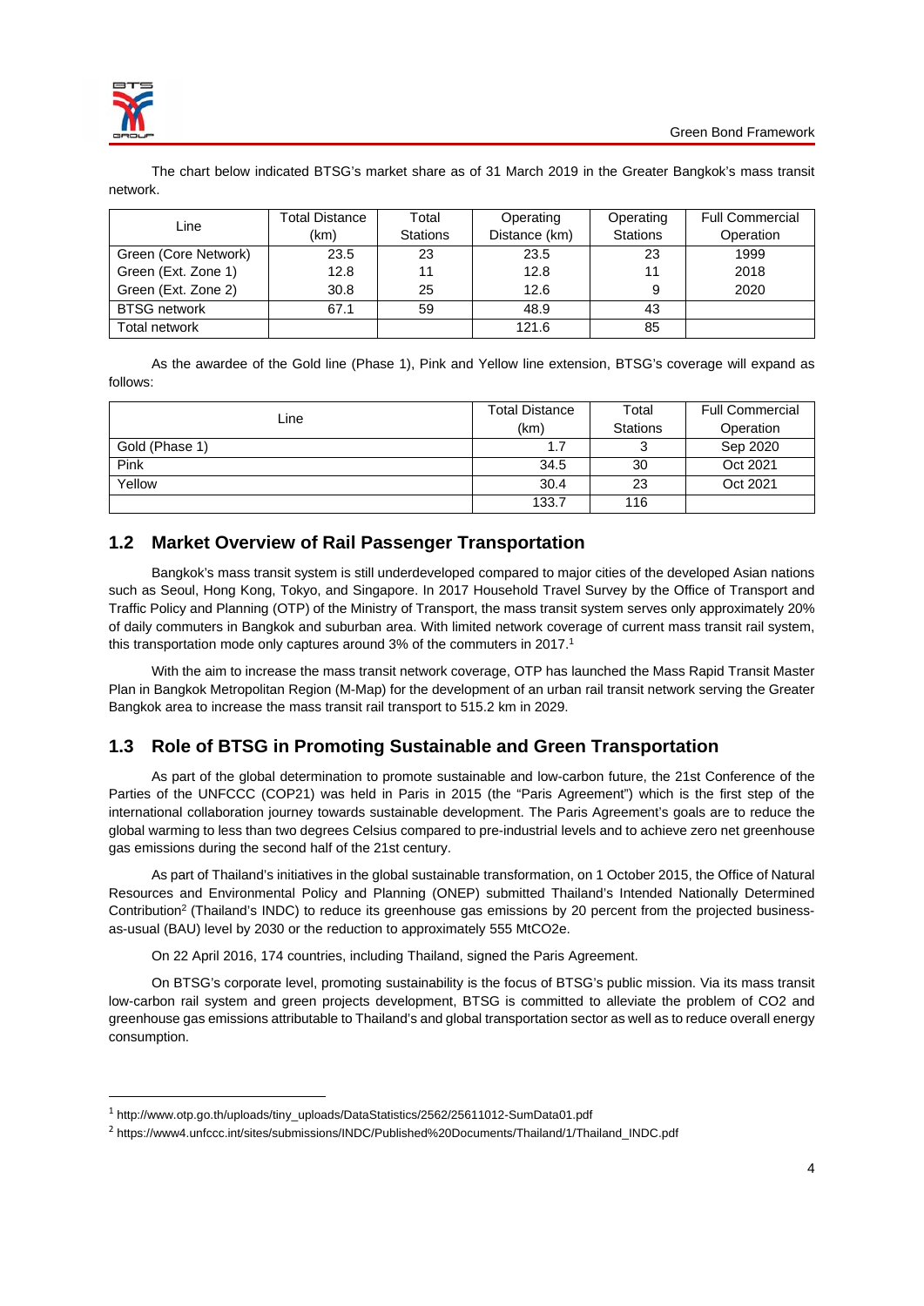The chart below indicated BTSG's market share as of 31 March 2019 in the Greater Bangkok's mass transit network.

| Line | Total Distance (km) | Total Stations | Operating Distance (km) | Operating Stations | Full Commercial Operation |
|---|---|---|---|---|---|
| Green (Core Network) | 23.5 | 23 | 23.5 | 23 | 1999 |
| Green (Ext. Zone 1) | 12.8 | 11 | 12.8 | 11 | 2018 |
| Green (Ext. Zone 2) | 30.8 | 25 | 12.6 | 9 | 2020 |
| BTSG network | 67.1 | 59 | 48.9 | 43 | |
| Total network | | | 121.6 | 85 | |

As the awardee of the Gold line (Phase 1), Pink and Yellow line extension, BTSG's coverage will expand as follows:

| Line | Total Distance (km) | Total Stations | Full Commercial Operation |
|---|---|---|---|
| Gold (Phase 1) | 1.7 | 3 | Sep 2020 |
| Pink | 34.5 | 30 | Oct 2021 |
| Yellow | 30.4 | 23 | Oct 2021 |
| | 133.7 | 116 | |

## 1.2 Market Overview of Rail Passenger Transportation

Bangkok's mass transit system is still underdeveloped compared to major cities of the developed Asian nations such as Seoul, Hong Kong, Tokyo, and Singapore. In 2017 Household Travel Survey by the Office of Transport and Traffic Policy and Planning (OTP) of the Ministry of Transport, the mass transit system serves only approximately 20% of daily commuters in Bangkok and suburban area. With limited network coverage of current mass transit rail system, this transportation mode only captures around 3% of the commuters in 2017.[1]

With the aim to increase the mass transit network coverage, OTP has launched the Mass Rapid Transit Master Plan in Bangkok Metropolitan Region (M-Map) for the development of an urban rail transit network serving the Greater Bangkok area to increase the mass transit rail transport to 515.2 km in 2029.

## 1.3 Role of BTSG in Promoting Sustainable and Green Transportation

As part of the global determination to promote sustainable and low-carbon future, the 21st Conference of the Parties of the UNFCCC (COP21) was held in Paris in 2015 (the "Paris Agreement") which is the first step of the international collaboration journey towards sustainable development. The Paris Agreement's goals are to reduce the global warming to less than two degrees Celsius compared to pre-industrial levels and to achieve zero net greenhouse gas emissions during the second half of the 21st century.

As part of Thailand's initiatives in the global sustainable transformation, on 1 October 2015, the Office of Natural Resources and Environmental Policy and Planning (ONEP) submitted Thailand's Intended Nationally Determined Contribution[2] (Thailand's INDC) to reduce its greenhouse gas emissions by 20 percent from the projected business-as-usual (BAU) level by 2030 or the reduction to approximately 555 MtCO2e.

On 22 April 2016, 174 countries, including Thailand, signed the Paris Agreement.

On BTSG's corporate level, promoting sustainability is the focus of BTSG's public mission. Via its mass transit low-carbon rail system and green projects development, BTSG is committed to alleviate the problem of CO2 and greenhouse gas emissions attributable to Thailand's and global transportation sector as well as to reduce overall energy consumption.

[1] http://www.otp.go.th/uploads/tiny_uploads/DataStatistics/2562/25611012-SumData01.pdf

[2] https://www4.unfccc.int/sites/submissions/INDC/Published%20Documents/Thailand/1/Thailand_INDC.pdf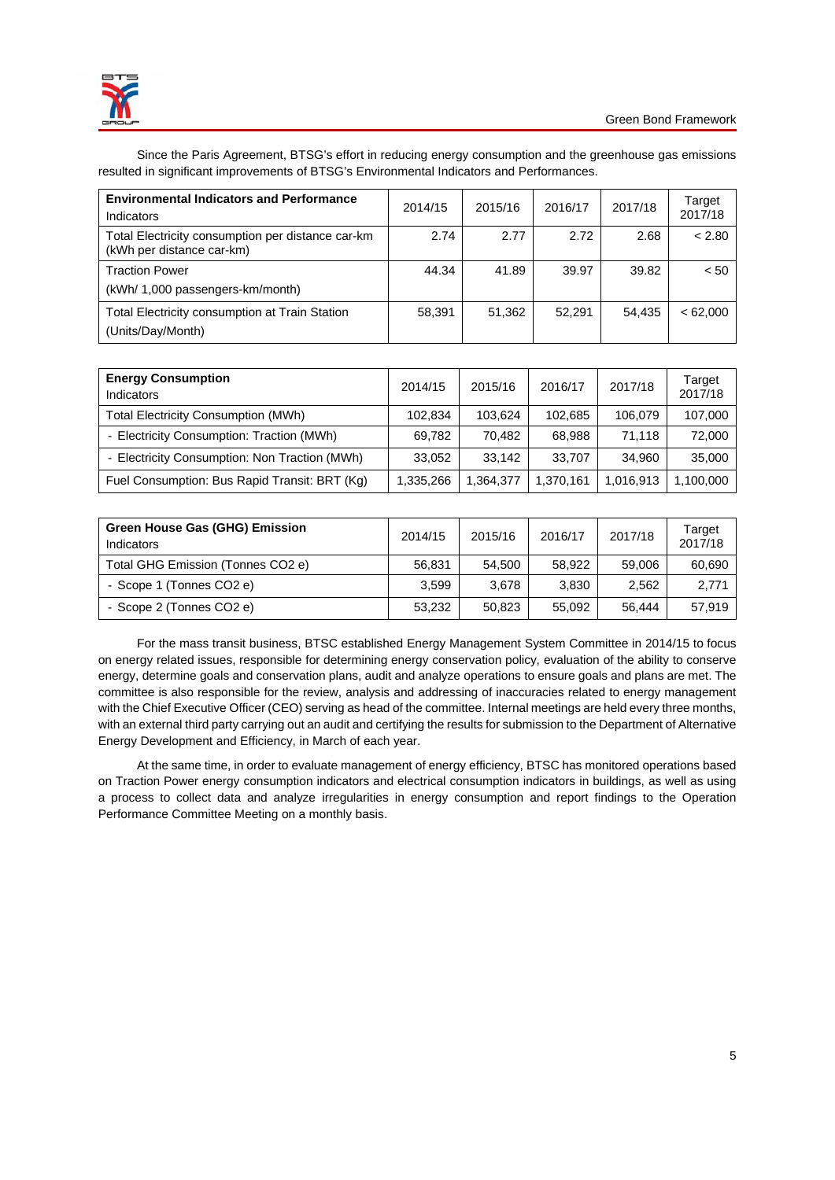Since the Paris Agreement, BTSG's effort in reducing energy consumption and the greenhouse gas emissions resulted in significant improvements of BTSG's Environmental Indicators and Performances.

| **Environmental Indicators and Performance** Indicators | 2014/15 | 2015/16 | 2016/17 | 2017/18 | Target 2017/18 |
|---|---|---|---|---|---|
| Total Electricity consumption per distance car-km (kWh per distance car-km) | 2.74 | 2.77 | 2.72 | 2.68 | < 2.80 |
| Traction Power (kWh/ 1,000 passengers-km/month) | 44.34 | 41.89 | 39.97 | 39.82 | < 50 |
| Total Electricity consumption at Train Station (Units/Day/Month) | 58,391 | 51,362 | 52,291 | 54,435 | < 62,000 |

| **Energy Consumption** Indicators | 2014/15 | 2015/16 | 2016/17 | 2017/18 | Target 2017/18 |
|---|---|---|---|---|---|
| Total Electricity Consumption (MWh) | 102,834 | 103,624 | 102,685 | 106,079 | 107,000 |
| - Electricity Consumption: Traction (MWh) | 69,782 | 70,482 | 68,988 | 71,118 | 72,000 |
| - Electricity Consumption: Non Traction (MWh) | 33,052 | 33,142 | 33,707 | 34,960 | 35,000 |
| Fuel Consumption: Bus Rapid Transit: BRT (Kg) | 1,335,266 | 1,364,377 | 1,370,161 | 1,016,913 | 1,100,000 |

| **Green House Gas (GHG) Emission** Indicators | 2014/15 | 2015/16 | 2016/17 | 2017/18 | Target 2017/18 |
|---|---|---|---|---|---|
| Total GHG Emission (Tonnes CO2 e) | 56,831 | 54,500 | 58,922 | 59,006 | 60,690 |
| - Scope 1 (Tonnes CO2 e) | 3,599 | 3,678 | 3,830 | 2,562 | 2,771 |
| - Scope 2 (Tonnes CO2 e) | 53,232 | 50,823 | 55,092 | 56,444 | 57,919 |

For the mass transit business, BTSC established Energy Management System Committee in 2014/15 to focus on energy related issues, responsible for determining energy conservation policy, evaluation of the ability to conserve energy, determine goals and conservation plans, audit and analyze operations to ensure goals and plans are met. The committee is also responsible for the review, analysis and addressing of inaccuracies related to energy management with the Chief Executive Officer (CEO) serving as head of the committee. Internal meetings are held every three months, with an external third party carrying out an audit and certifying the results for submission to the Department of Alternative Energy Development and Efficiency, in March of each year.

At the same time, in order to evaluate management of energy efficiency, BTSC has monitored operations based on Traction Power energy consumption indicators and electrical consumption indicators in buildings, as well as using a process to collect data and analyze irregularities in energy consumption and report findings to the Operation Performance Committee Meeting on a monthly basis.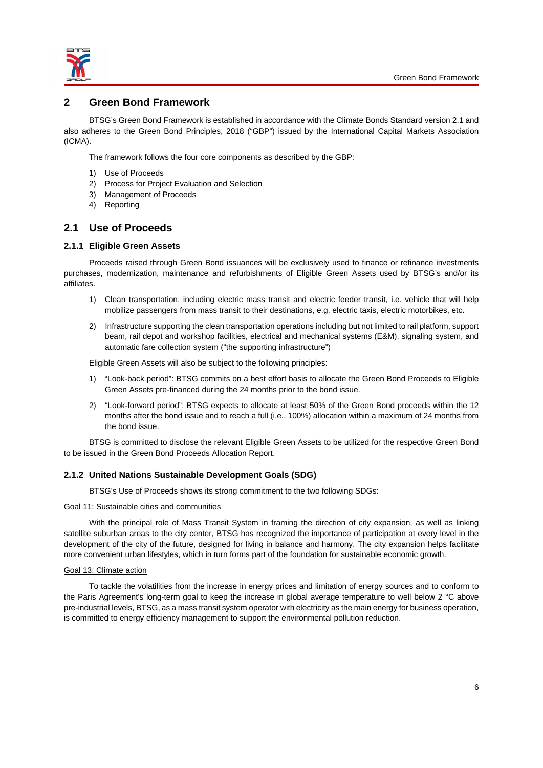# 2 Green Bond Framework

BTSG's Green Bond Framework is established in accordance with the Climate Bonds Standard version 2.1 and also adheres to the Green Bond Principles, 2018 ("GBP") issued by the International Capital Markets Association (ICMA).

The framework follows the four core components as described by the GBP:

1) Use of Proceeds
2) Process for Project Evaluation and Selection
3) Management of Proceeds
4) Reporting

## 2.1 Use of Proceeds

### 2.1.1 Eligible Green Assets

Proceeds raised through Green Bond issuances will be exclusively used to finance or refinance investments purchases, modernization, maintenance and refurbishments of Eligible Green Assets used by BTSG's and/or its affiliates.

1) Clean transportation, including electric mass transit and electric feeder transit, i.e. vehicle that will help mobilize passengers from mass transit to their destinations, e.g. electric taxis, electric motorbikes, etc.
2) Infrastructure supporting the clean transportation operations including but not limited to rail platform, support beam, rail depot and workshop facilities, electrical and mechanical systems (E&M), signaling system, and automatic fare collection system ("the supporting infrastructure")

Eligible Green Assets will also be subject to the following principles:

1) "Look-back period": BTSG commits on a best effort basis to allocate the Green Bond Proceeds to Eligible Green Assets pre-financed during the 24 months prior to the bond issue.
2) "Look-forward period": BTSG expects to allocate at least 50% of the Green Bond proceeds within the 12 months after the bond issue and to reach a full (i.e., 100%) allocation within a maximum of 24 months from the bond issue.

BTSG is committed to disclose the relevant Eligible Green Assets to be utilized for the respective Green Bond to be issued in the Green Bond Proceeds Allocation Report.

### 2.1.2 United Nations Sustainable Development Goals (SDG)

BTSG's Use of Proceeds shows its strong commitment to the two following SDGs:

Goal 11: Sustainable cities and communities

With the principal role of Mass Transit System in framing the direction of city expansion, as well as linking satellite suburban areas to the city center, BTSG has recognized the importance of participation at every level in the development of the city of the future, designed for living in balance and harmony. The city expansion helps facilitate more convenient urban lifestyles, which in turn forms part of the foundation for sustainable economic growth.

Goal 13: Climate action

To tackle the volatilities from the increase in energy prices and limitation of energy sources and to conform to the Paris Agreement's long-term goal to keep the increase in global average temperature to well below 2 °C above pre-industrial levels, BTSG, as a mass transit system operator with electricity as the main energy for business operation, is committed to energy efficiency management to support the environmental pollution reduction.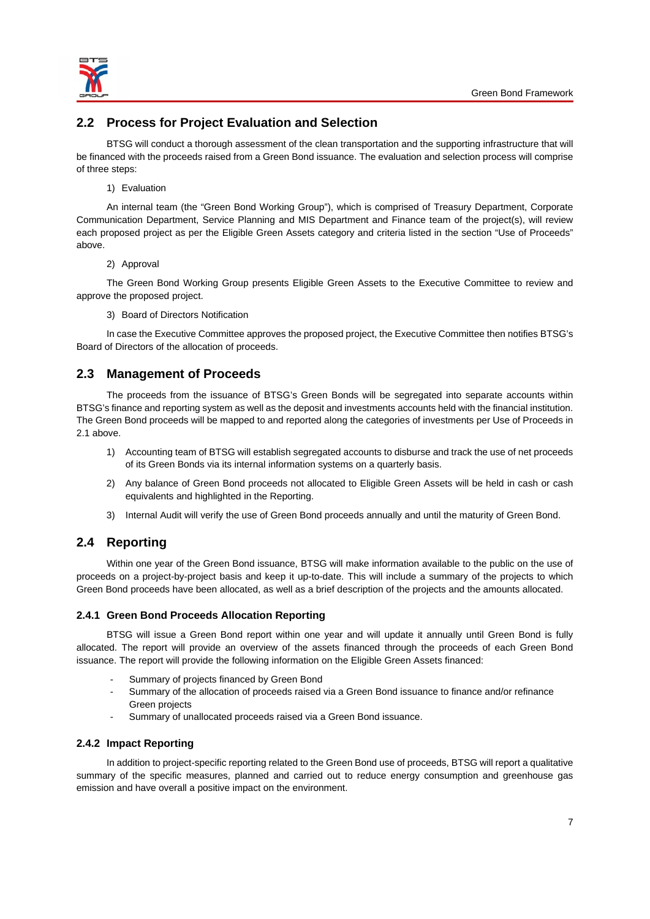## 2.2 Process for Project Evaluation and Selection

BTSG will conduct a thorough assessment of the clean transportation and the supporting infrastructure that will be financed with the proceeds raised from a Green Bond issuance. The evaluation and selection process will comprise of three steps:

1) Evaluation

An internal team (the "Green Bond Working Group"), which is comprised of Treasury Department, Corporate Communication Department, Service Planning and MIS Department and Finance team of the project(s), will review each proposed project as per the Eligible Green Assets category and criteria listed in the section "Use of Proceeds" above.

2) Approval

The Green Bond Working Group presents Eligible Green Assets to the Executive Committee to review and approve the proposed project.

3) Board of Directors Notification

In case the Executive Committee approves the proposed project, the Executive Committee then notifies BTSG's Board of Directors of the allocation of proceeds.

## 2.3 Management of Proceeds

The proceeds from the issuance of BTSG's Green Bonds will be segregated into separate accounts within BTSG's finance and reporting system as well as the deposit and investments accounts held with the financial institution. The Green Bond proceeds will be mapped to and reported along the categories of investments per Use of Proceeds in 2.1 above.

1) Accounting team of BTSG will establish segregated accounts to disburse and track the use of net proceeds of its Green Bonds via its internal information systems on a quarterly basis.
2) Any balance of Green Bond proceeds not allocated to Eligible Green Assets will be held in cash or cash equivalents and highlighted in the Reporting.
3) Internal Audit will verify the use of Green Bond proceeds annually and until the maturity of Green Bond.

## 2.4 Reporting

Within one year of the Green Bond issuance, BTSG will make information available to the public on the use of proceeds on a project-by-project basis and keep it up-to-date. This will include a summary of the projects to which Green Bond proceeds have been allocated, as well as a brief description of the projects and the amounts allocated.

### 2.4.1 Green Bond Proceeds Allocation Reporting

BTSG will issue a Green Bond report within one year and will update it annually until Green Bond is fully allocated. The report will provide an overview of the assets financed through the proceeds of each Green Bond issuance. The report will provide the following information on the Eligible Green Assets financed:

- Summary of projects financed by Green Bond
- Summary of the allocation of proceeds raised via a Green Bond issuance to finance and/or refinance Green projects
- Summary of unallocated proceeds raised via a Green Bond issuance.

### 2.4.2 Impact Reporting

In addition to project-specific reporting related to the Green Bond use of proceeds, BTSG will report a qualitative summary of the specific measures, planned and carried out to reduce energy consumption and greenhouse gas emission and have overall a positive impact on the environment.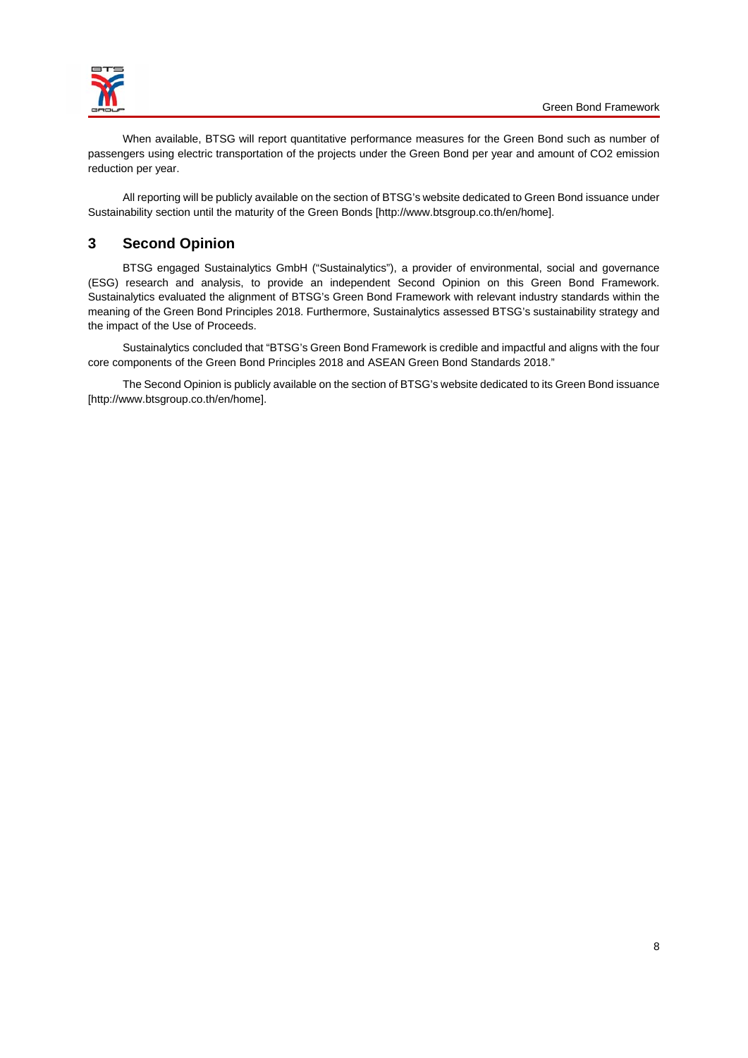When available, BTSG will report quantitative performance measures for the Green Bond such as number of passengers using electric transportation of the projects under the Green Bond per year and amount of $CO_2$ emission reduction per year.

All reporting will be publicly available on the section of BTSG's website dedicated to Green Bond issuance under Sustainability section until the maturity of the Green Bonds [http://www.btsgroup.co.th/en/home].

## 3 Second Opinion

BTSG engaged Sustainalytics GmbH ("Sustainalytics"), a provider of environmental, social and governance (ESG) research and analysis, to provide an independent Second Opinion on this Green Bond Framework. Sustainalytics evaluated the alignment of BTSG's Green Bond Framework with relevant industry standards within the meaning of the Green Bond Principles 2018. Furthermore, Sustainalytics assessed BTSG's sustainability strategy and the impact of the Use of Proceeds.

Sustainalytics concluded that "BTSG's Green Bond Framework is credible and impactful and aligns with the four core components of the Green Bond Principles 2018 and ASEAN Green Bond Standards 2018."

The Second Opinion is publicly available on the section of BTSG's website dedicated to its Green Bond issuance [http://www.btsgroup.co.th/en/home].